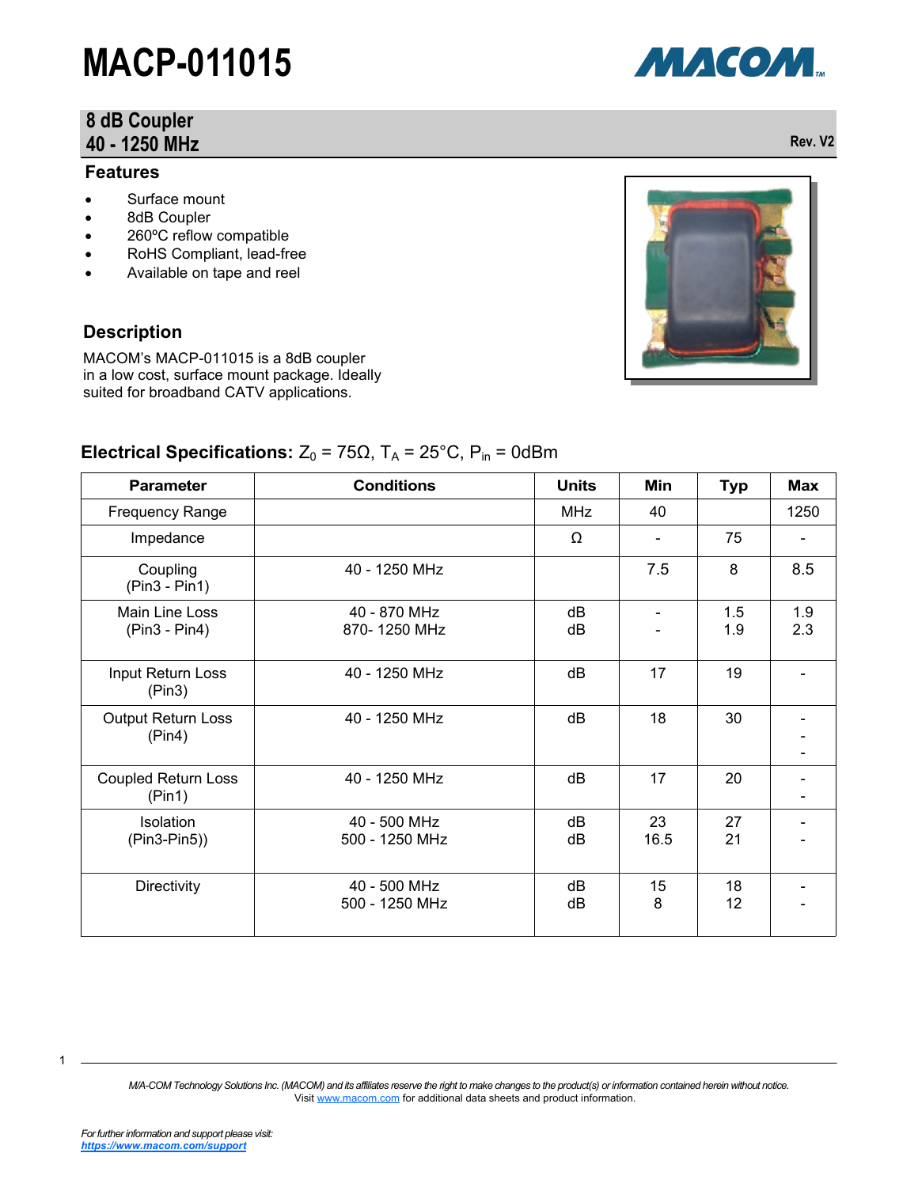# MACP-011015

## 8 dB Coupler
## 40 - 1250 MHz

Rev. V2

### Features

- Surface mount
- 8dB Coupler
- 260ºC reflow compatible
- RoHS Compliant, lead-free
- Available on tape and reel

### Description

MACOM's MACP-011015 is a 8dB coupler in a low cost, surface mount package. Ideally suited for broadband CATV applications.

### Electrical Specifications: $Z_0$ = 75Ω, $T_A$ = 25°C, $P_{in}$ = 0dBm

| Parameter | Conditions | Units | Min | Typ | Max |
|---|---|---|---|---|---|
| Frequency Range | | MHz | 40 | | 1250 |
| Impedance | | Ω | - | 75 | - |
| Coupling (Pin3 - Pin1) | 40 - 1250 MHz | | 7.5 | 8 | 8.5 |
| Main Line Loss (Pin3 - Pin4) | 40 - 870 MHz<br>870- 1250 MHz | dB<br>dB | -<br>- | 1.5<br>1.9 | 1.9<br>2.3 |
| Input Return Loss (Pin3) | 40 - 1250 MHz | dB | 17 | 19 | - |
| Output Return Loss (Pin4) | 40 - 1250 MHz | dB | 18 | 30 | -<br>-<br>- |
| Coupled Return Loss (Pin1) | 40 - 1250 MHz | dB | 17 | 20 | -<br>- |
| Isolation (Pin3-Pin5)) | 40 - 500 MHz<br>500 - 1250 MHz | dB<br>dB | 23<br>16.5 | 27<br>21 | -<br>- |
| Directivity | 40 - 500 MHz<br>500 - 1250 MHz | dB<br>dB | 15<br>8 | 18<br>12 | -<br>- |

*M/A-COM Technology Solutions Inc. (MACOM) and its affiliates reserve the right to make changes to the product(s) or information contained herein without notice.*
Visit www.macom.com for additional data sheets and product information.

*For further information and support please visit:*
***https://www.macom.com/support***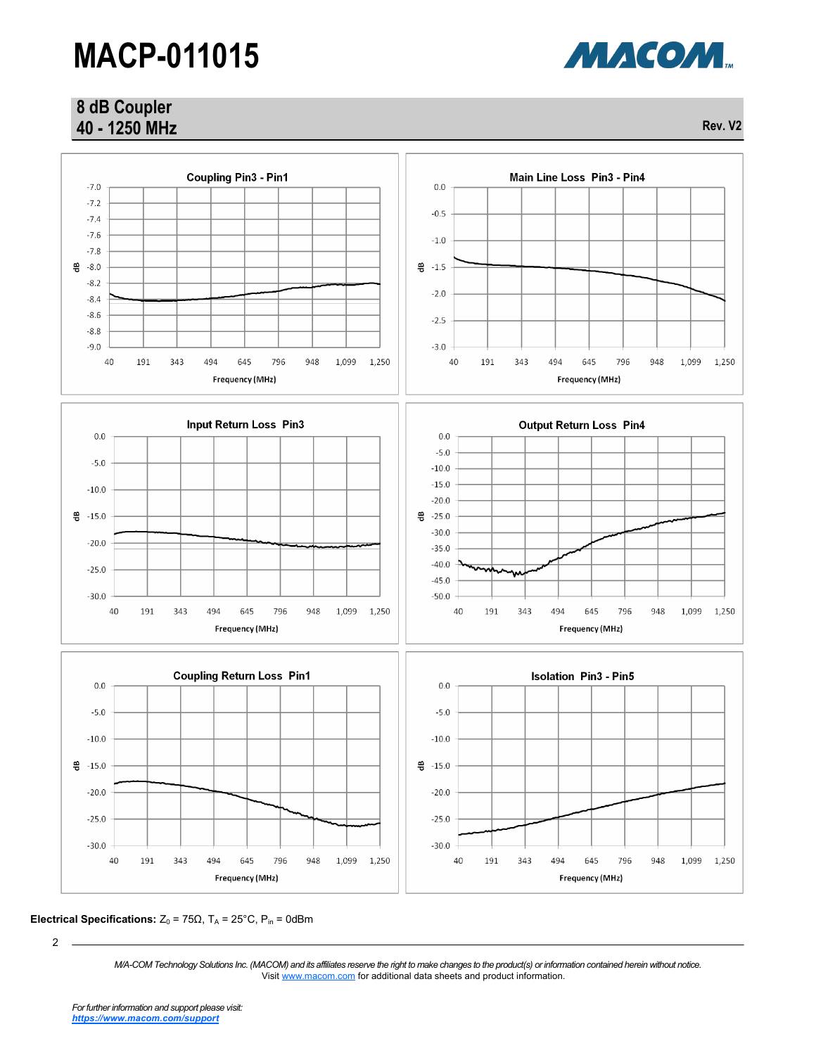# MACP-011015

## 8 dB Coupler
## 40 - 1250 MHz

Rev. V2

Coupling Pin3 - Pin1

Main Line Loss Pin3 - Pin4

Input Return Loss Pin3

Output Return Loss Pin4

Coupling Return Loss Pin1

Isolation Pin3 - Pin5

**Electrical Specifications:** $Z_0$ = 75Ω, $T_A$ = 25°C, $P_{in}$ = 0dBm

*M/A-COM Technology Solutions Inc. (MACOM) and its affiliates reserve the right to make changes to the product(s) or information contained herein without notice.*
Visit www.macom.com for additional data sheets and product information.

*For further information and support please visit:*
***https://www.macom.com/support***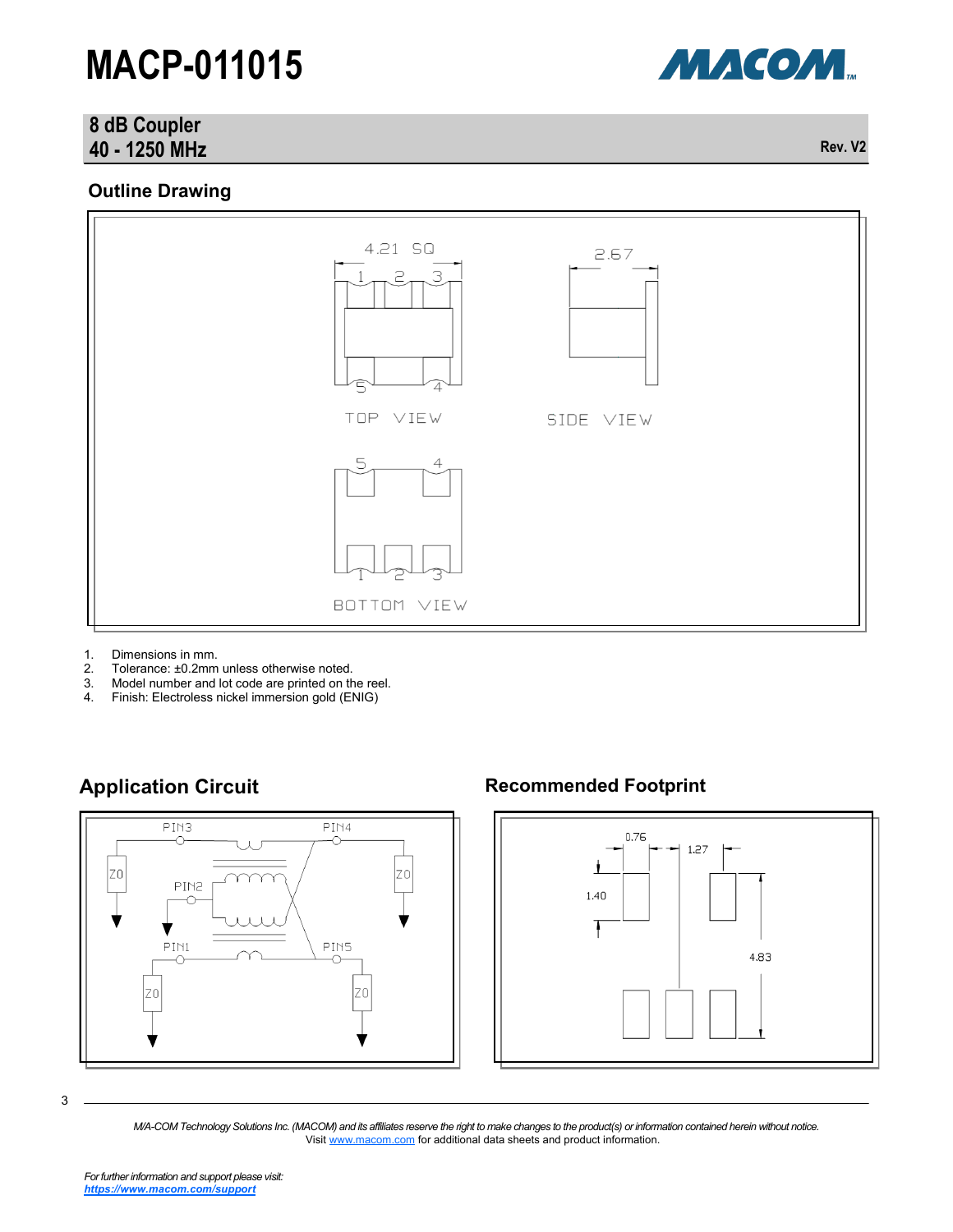# MACP-011015

## 8 dB Coupler
## 40 - 1250 MHz

Rev. V2

### Outline Drawing

4.21 SQ

2.67

TOP VIEW

SIDE VIEW

BOTTOM VIEW

1. Dimensions in mm.
2. Tolerance: ±0.2mm unless otherwise noted.
3. Model number and lot code are printed on the reel.
4. Finish: Electroless nickel immersion gold (ENIG)

### Application Circuit

PIN3, PIN4, PIN2, PIN1, PIN5, Z0

### Recommended Footprint

0.76, 1.27, 1.40, 4.83

*M/A-COM Technology Solutions Inc. (MACOM) and its affiliates reserve the right to make changes to the product(s) or information contained herein without notice.*
Visit www.macom.com for additional data sheets and product information.

*For further information and support please visit:*
***https://www.macom.com/support***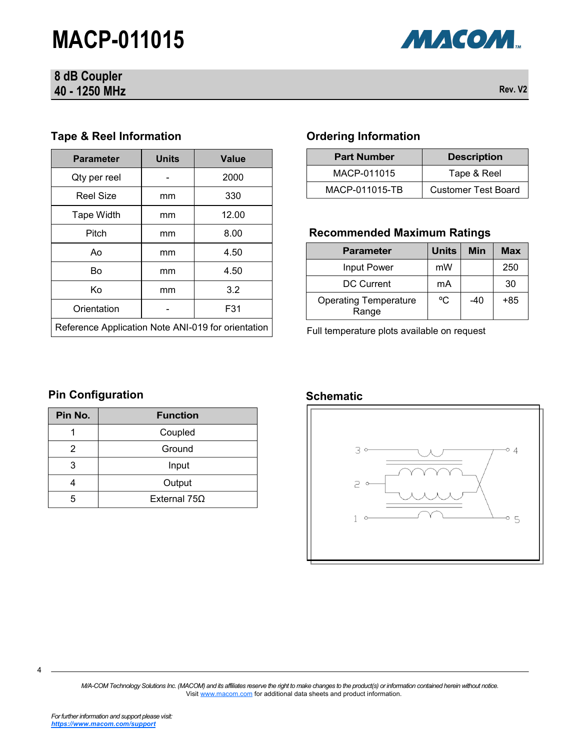# MACP-011015

## 8 dB Coupler
## 40 - 1250 MHz

Rev. V2

### Tape & Reel Information

| Parameter | Units | Value |
|---|---|---|
| Qty per reel | - | 2000 |
| Reel Size | mm | 330 |
| Tape Width | mm | 12.00 |
| Pitch | mm | 8.00 |
| Ao | mm | 4.50 |
| Bo | mm | 4.50 |
| Ko | mm | 3.2 |
| Orientation | - | F31 |
| Reference Application Note ANI-019 for orientation | | |

### Ordering Information

| Part Number | Description |
|---|---|
| MACP-011015 | Tape & Reel |
| MACP-011015-TB | Customer Test Board |

### Recommended Maximum Ratings

| Parameter | Units | Min | Max |
|---|---|---|---|
| Input Power | mW | | 250 |
| DC Current | mA | | 30 |
| Operating Temperature Range | ºC | -40 | +85 |

Full temperature plots available on request

### Pin Configuration

| Pin No. | Function |
|---|---|
| 1 | Coupled |
| 2 | Ground |
| 3 | Input |
| 4 | Output |
| 5 | External 75Ω |

### Schematic

*M/A-COM Technology Solutions Inc. (MACOM) and its affiliates reserve the right to make changes to the product(s) or information contained herein without notice.*
Visit www.macom.com for additional data sheets and product information.

*For further information and support please visit:*
***https://www.macom.com/support***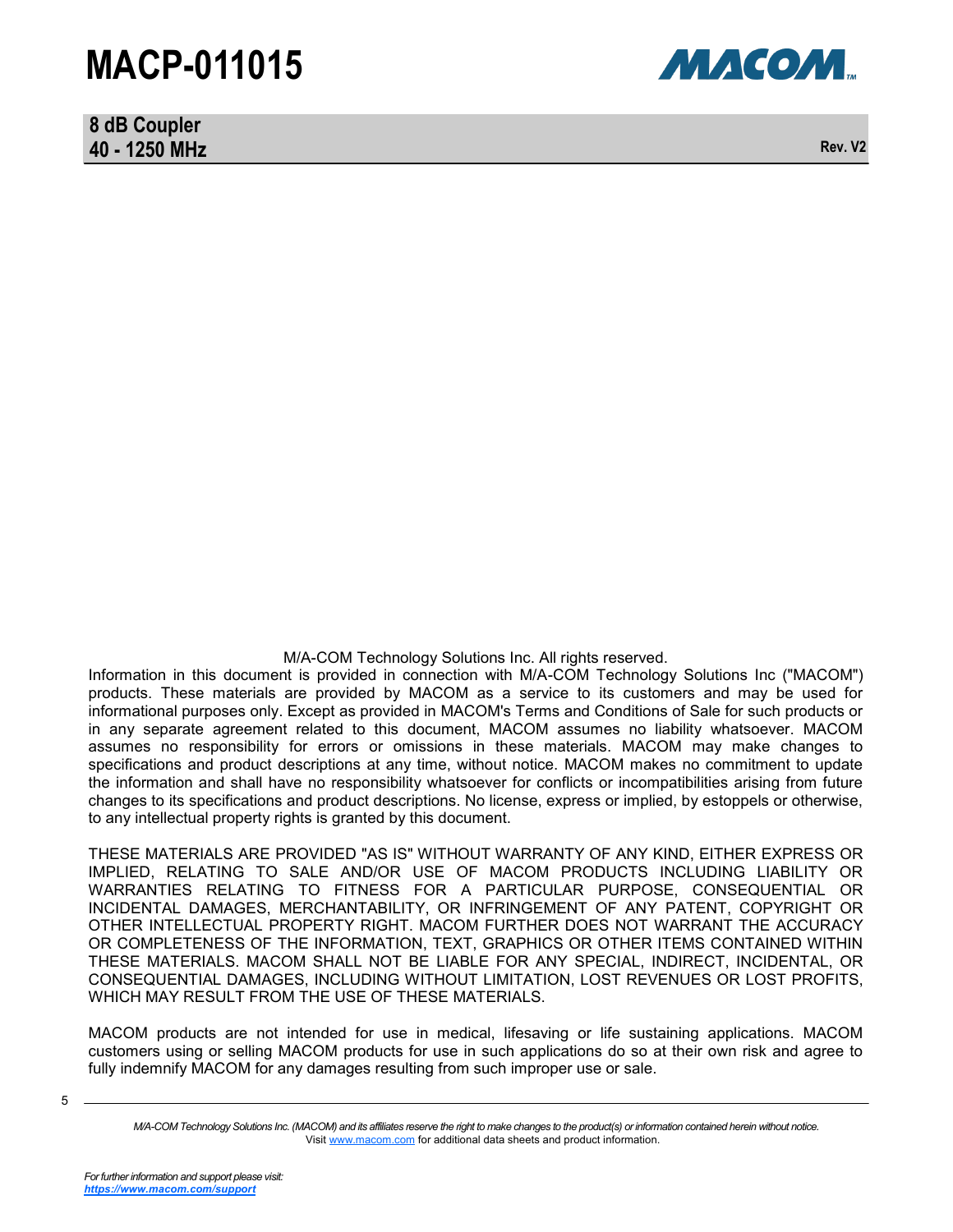M/A-COM Technology Solutions Inc. All rights reserved.

Information in this document is provided in connection with M/A-COM Technology Solutions Inc ("MACOM") products. These materials are provided by MACOM as a service to its customers and may be used for informational purposes only. Except as provided in MACOM's Terms and Conditions of Sale for such products or in any separate agreement related to this document, MACOM assumes no liability whatsoever. MACOM assumes no responsibility for errors or omissions in these materials. MACOM may make changes to specifications and product descriptions at any time, without notice. MACOM makes no commitment to update the information and shall have no responsibility whatsoever for conflicts or incompatibilities arising from future changes to its specifications and product descriptions. No license, express or implied, by estoppels or otherwise, to any intellectual property rights is granted by this document.

THESE MATERIALS ARE PROVIDED "AS IS" WITHOUT WARRANTY OF ANY KIND, EITHER EXPRESS OR IMPLIED, RELATING TO SALE AND/OR USE OF MACOM PRODUCTS INCLUDING LIABILITY OR WARRANTIES RELATING TO FITNESS FOR A PARTICULAR PURPOSE, CONSEQUENTIAL OR INCIDENTAL DAMAGES, MERCHANTABILITY, OR INFRINGEMENT OF ANY PATENT, COPYRIGHT OR OTHER INTELLECTUAL PROPERTY RIGHT. MACOM FURTHER DOES NOT WARRANT THE ACCURACY OR COMPLETENESS OF THE INFORMATION, TEXT, GRAPHICS OR OTHER ITEMS CONTAINED WITHIN THESE MATERIALS. MACOM SHALL NOT BE LIABLE FOR ANY SPECIAL, INDIRECT, INCIDENTAL, OR CONSEQUENTIAL DAMAGES, INCLUDING WITHOUT LIMITATION, LOST REVENUES OR LOST PROFITS, WHICH MAY RESULT FROM THE USE OF THESE MATERIALS.

MACOM products are not intended for use in medical, lifesaving or life sustaining applications. MACOM customers using or selling MACOM products for use in such applications do so at their own risk and agree to fully indemnify MACOM for any damages resulting from such improper use or sale.